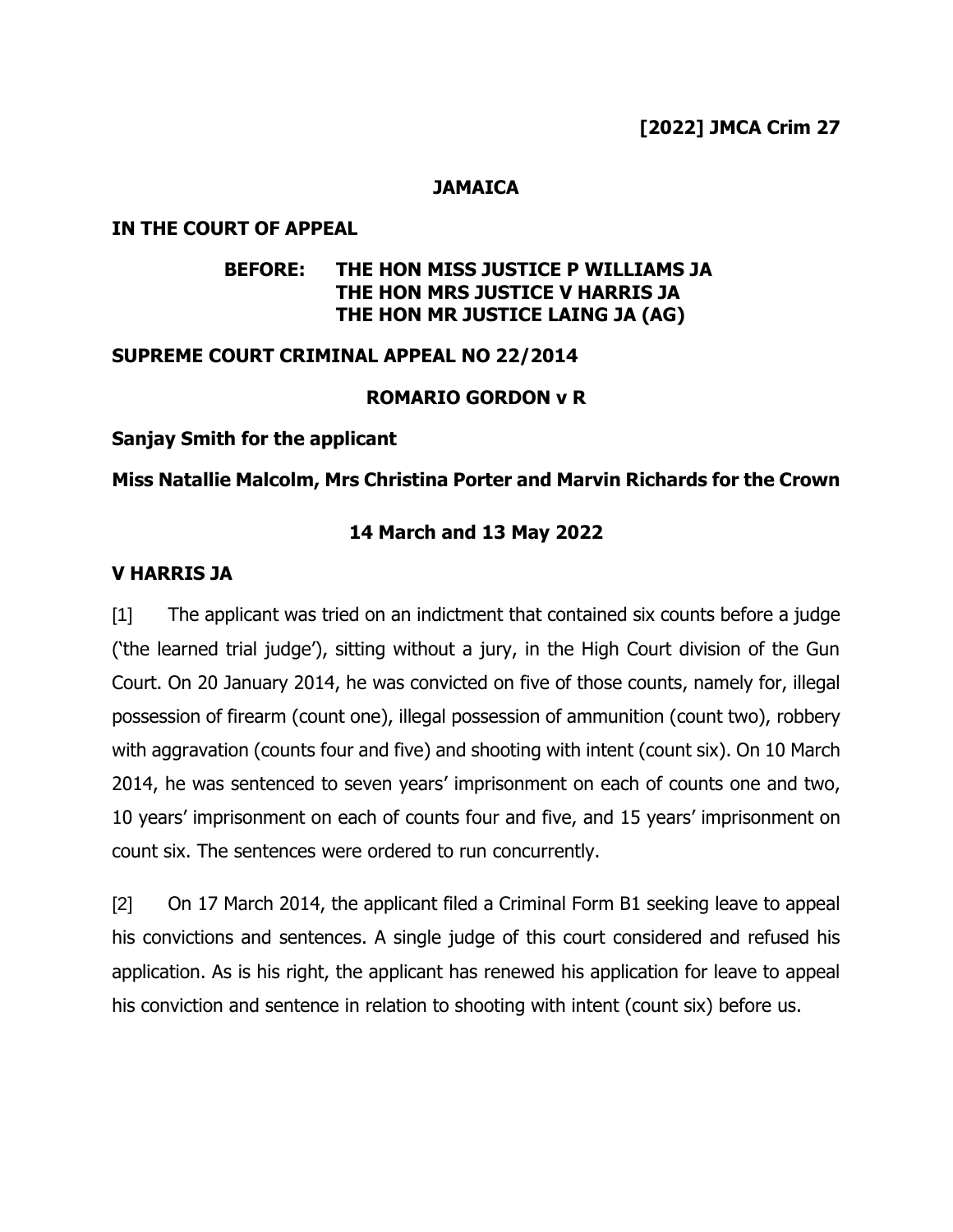**[2022] JMCA Crim 27**

**JAMAICA**

**IN THE COURT OF APPEAL**

**BEFORE: THE HON MISS JUSTICE P WILLIAMS JA**
**THE HON MRS JUSTICE V HARRIS JA**
**THE HON MR JUSTICE LAING JA (AG)**

**SUPREME COURT CRIMINAL APPEAL NO 22/2014**

**ROMARIO GORDON v R**

**Sanjay Smith for the applicant**

**Miss Natallie Malcolm, Mrs Christina Porter and Marvin Richards for the Crown**

**14 March and 13 May 2022**

**V HARRIS JA**

[1] The applicant was tried on an indictment that contained six counts before a judge ('the learned trial judge'), sitting without a jury, in the High Court division of the Gun Court. On 20 January 2014, he was convicted on five of those counts, namely for, illegal possession of firearm (count one), illegal possession of ammunition (count two), robbery with aggravation (counts four and five) and shooting with intent (count six). On 10 March 2014, he was sentenced to seven years' imprisonment on each of counts one and two, 10 years' imprisonment on each of counts four and five, and 15 years' imprisonment on count six. The sentences were ordered to run concurrently.

[2] On 17 March 2014, the applicant filed a Criminal Form B1 seeking leave to appeal his convictions and sentences. A single judge of this court considered and refused his application. As is his right, the applicant has renewed his application for leave to appeal his conviction and sentence in relation to shooting with intent (count six) before us.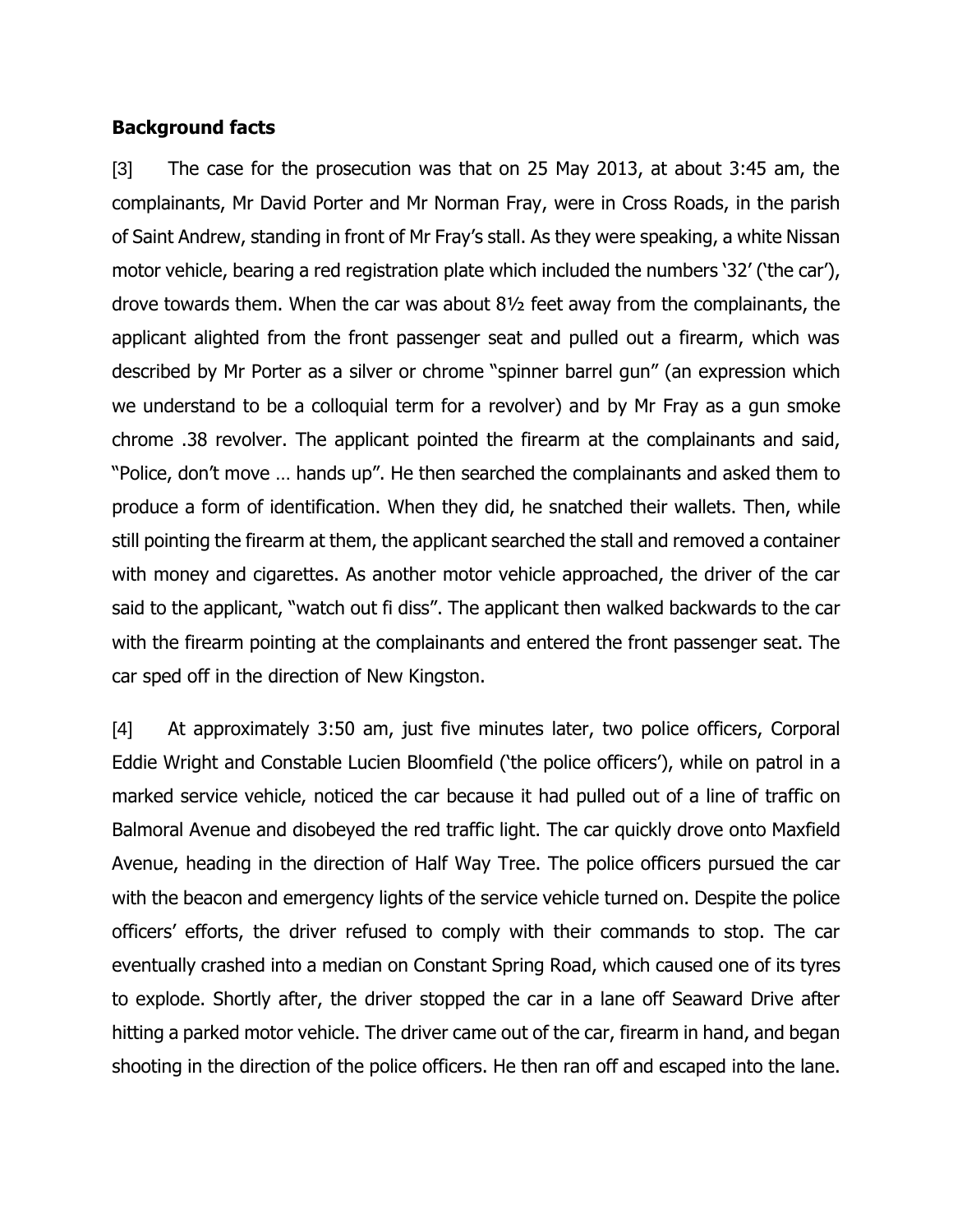## Background facts

[3] The case for the prosecution was that on 25 May 2013, at about 3:45 am, the complainants, Mr David Porter and Mr Norman Fray, were in Cross Roads, in the parish of Saint Andrew, standing in front of Mr Fray's stall. As they were speaking, a white Nissan motor vehicle, bearing a red registration plate which included the numbers '32' ('the car'), drove towards them. When the car was about 8½ feet away from the complainants, the applicant alighted from the front passenger seat and pulled out a firearm, which was described by Mr Porter as a silver or chrome "spinner barrel gun" (an expression which we understand to be a colloquial term for a revolver) and by Mr Fray as a gun smoke chrome .38 revolver. The applicant pointed the firearm at the complainants and said, "Police, don't move … hands up". He then searched the complainants and asked them to produce a form of identification. When they did, he snatched their wallets. Then, while still pointing the firearm at them, the applicant searched the stall and removed a container with money and cigarettes. As another motor vehicle approached, the driver of the car said to the applicant, "watch out fi diss". The applicant then walked backwards to the car with the firearm pointing at the complainants and entered the front passenger seat. The car sped off in the direction of New Kingston.

[4] At approximately 3:50 am, just five minutes later, two police officers, Corporal Eddie Wright and Constable Lucien Bloomfield ('the police officers'), while on patrol in a marked service vehicle, noticed the car because it had pulled out of a line of traffic on Balmoral Avenue and disobeyed the red traffic light. The car quickly drove onto Maxfield Avenue, heading in the direction of Half Way Tree. The police officers pursued the car with the beacon and emergency lights of the service vehicle turned on. Despite the police officers' efforts, the driver refused to comply with their commands to stop. The car eventually crashed into a median on Constant Spring Road, which caused one of its tyres to explode. Shortly after, the driver stopped the car in a lane off Seaward Drive after hitting a parked motor vehicle. The driver came out of the car, firearm in hand, and began shooting in the direction of the police officers. He then ran off and escaped into the lane.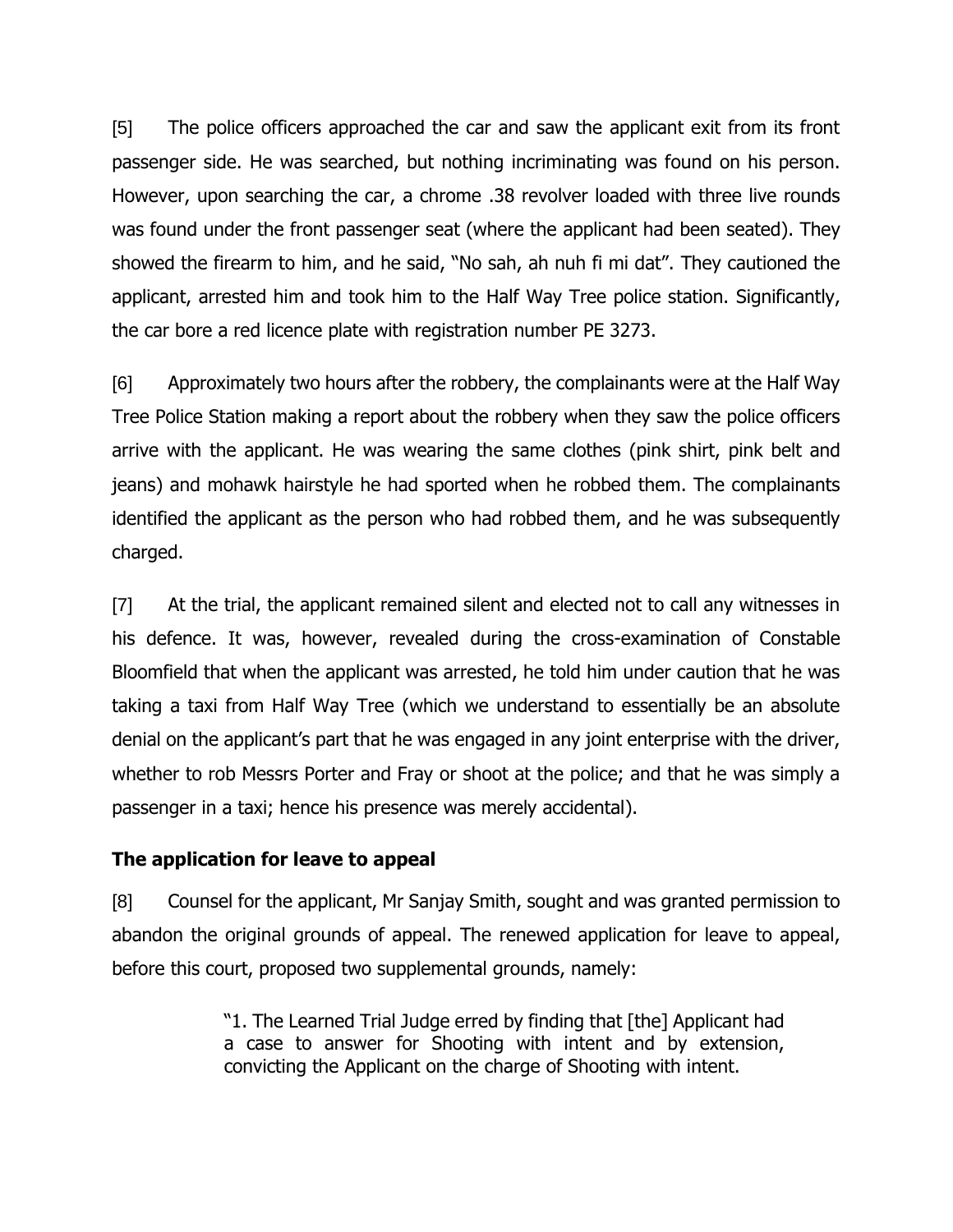[5] The police officers approached the car and saw the applicant exit from its front passenger side. He was searched, but nothing incriminating was found on his person. However, upon searching the car, a chrome .38 revolver loaded with three live rounds was found under the front passenger seat (where the applicant had been seated). They showed the firearm to him, and he said, "No sah, ah nuh fi mi dat". They cautioned the applicant, arrested him and took him to the Half Way Tree police station. Significantly, the car bore a red licence plate with registration number PE 3273.

[6] Approximately two hours after the robbery, the complainants were at the Half Way Tree Police Station making a report about the robbery when they saw the police officers arrive with the applicant. He was wearing the same clothes (pink shirt, pink belt and jeans) and mohawk hairstyle he had sported when he robbed them. The complainants identified the applicant as the person who had robbed them, and he was subsequently charged.

[7] At the trial, the applicant remained silent and elected not to call any witnesses in his defence. It was, however, revealed during the cross-examination of Constable Bloomfield that when the applicant was arrested, he told him under caution that he was taking a taxi from Half Way Tree (which we understand to essentially be an absolute denial on the applicant's part that he was engaged in any joint enterprise with the driver, whether to rob Messrs Porter and Fray or shoot at the police; and that he was simply a passenger in a taxi; hence his presence was merely accidental).

## The application for leave to appeal

[8] Counsel for the applicant, Mr Sanjay Smith, sought and was granted permission to abandon the original grounds of appeal. The renewed application for leave to appeal, before this court, proposed two supplemental grounds, namely:

> "1. The Learned Trial Judge erred by finding that [the] Applicant had a case to answer for Shooting with intent and by extension, convicting the Applicant on the charge of Shooting with intent.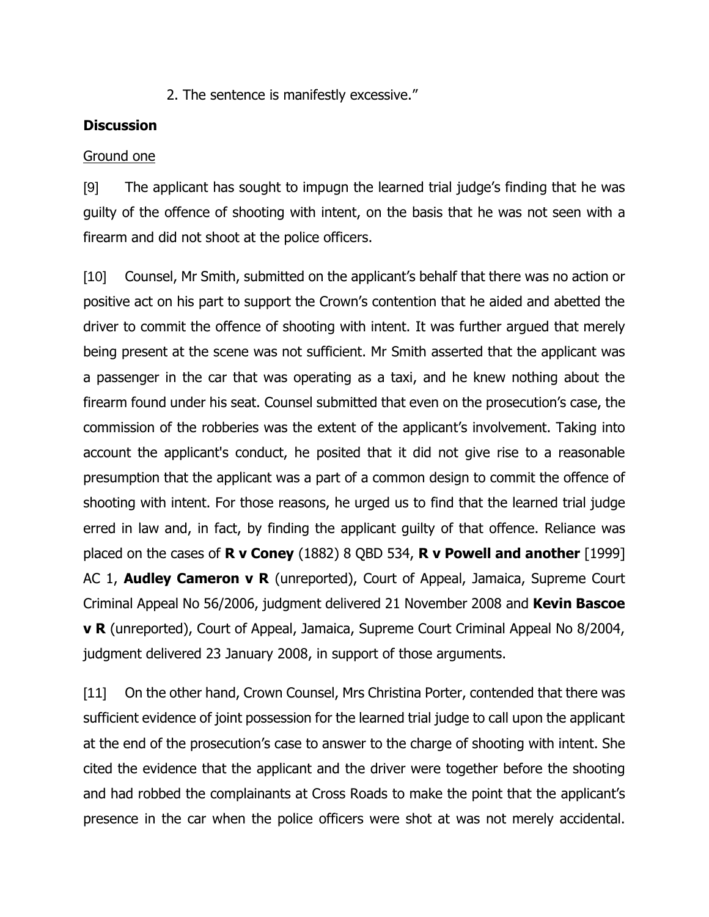2. The sentence is manifestly excessive."

## Discussion

Ground one

[9] The applicant has sought to impugn the learned trial judge's finding that he was guilty of the offence of shooting with intent, on the basis that he was not seen with a firearm and did not shoot at the police officers.

[10] Counsel, Mr Smith, submitted on the applicant's behalf that there was no action or positive act on his part to support the Crown's contention that he aided and abetted the driver to commit the offence of shooting with intent. It was further argued that merely being present at the scene was not sufficient. Mr Smith asserted that the applicant was a passenger in the car that was operating as a taxi, and he knew nothing about the firearm found under his seat. Counsel submitted that even on the prosecution's case, the commission of the robberies was the extent of the applicant's involvement. Taking into account the applicant's conduct, he posited that it did not give rise to a reasonable presumption that the applicant was a part of a common design to commit the offence of shooting with intent. For those reasons, he urged us to find that the learned trial judge erred in law and, in fact, by finding the applicant guilty of that offence. Reliance was placed on the cases of **R v Coney** (1882) 8 QBD 534, **R v Powell and another** [1999] AC 1, **Audley Cameron v R** (unreported), Court of Appeal, Jamaica, Supreme Court Criminal Appeal No 56/2006, judgment delivered 21 November 2008 and **Kevin Bascoe v R** (unreported), Court of Appeal, Jamaica, Supreme Court Criminal Appeal No 8/2004, judgment delivered 23 January 2008, in support of those arguments.

[11] On the other hand, Crown Counsel, Mrs Christina Porter, contended that there was sufficient evidence of joint possession for the learned trial judge to call upon the applicant at the end of the prosecution's case to answer to the charge of shooting with intent. She cited the evidence that the applicant and the driver were together before the shooting and had robbed the complainants at Cross Roads to make the point that the applicant's presence in the car when the police officers were shot at was not merely accidental.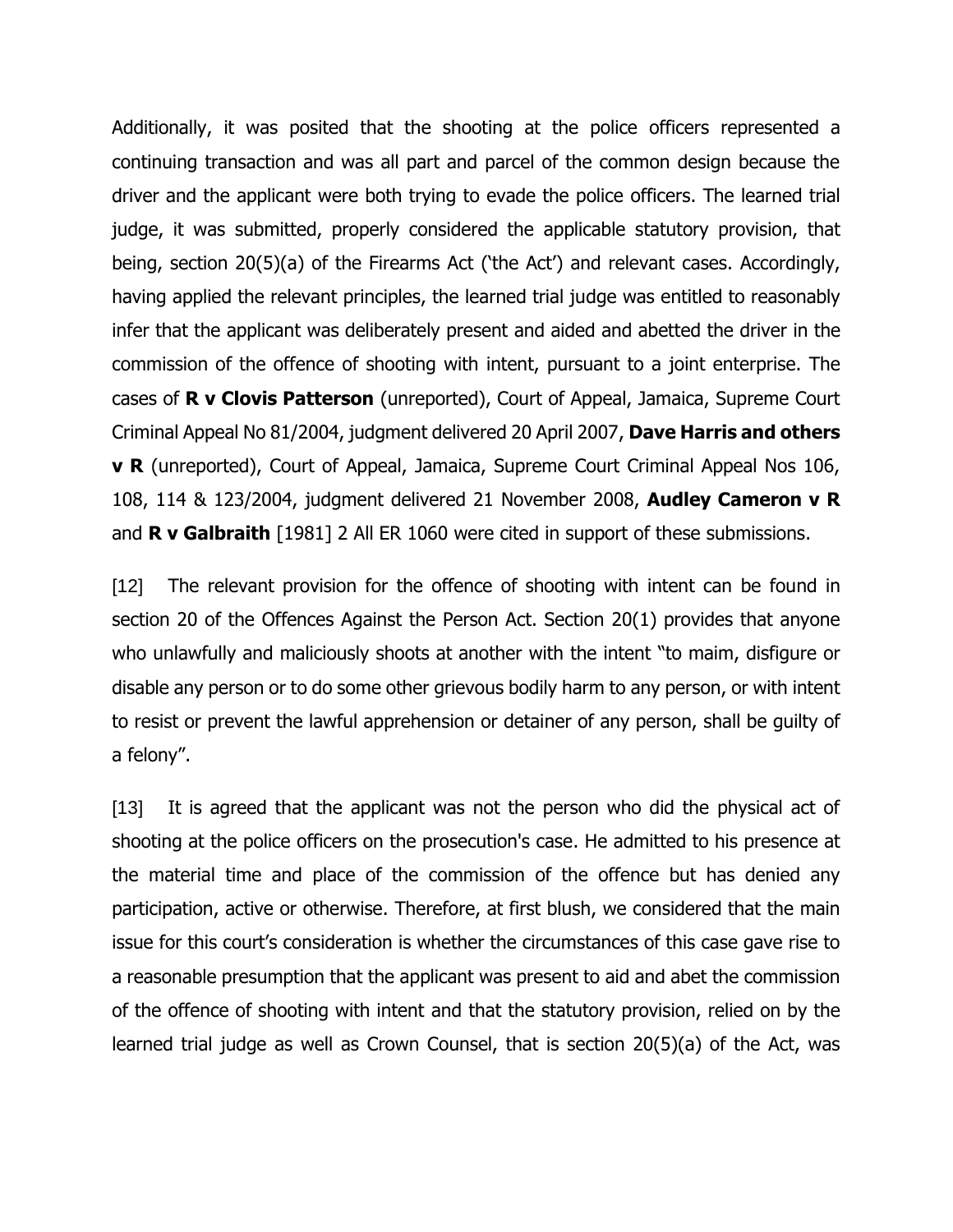Additionally, it was posited that the shooting at the police officers represented a continuing transaction and was all part and parcel of the common design because the driver and the applicant were both trying to evade the police officers. The learned trial judge, it was submitted, properly considered the applicable statutory provision, that being, section 20(5)(a) of the Firearms Act ('the Act') and relevant cases. Accordingly, having applied the relevant principles, the learned trial judge was entitled to reasonably infer that the applicant was deliberately present and aided and abetted the driver in the commission of the offence of shooting with intent, pursuant to a joint enterprise. The cases of **R v Clovis Patterson** (unreported), Court of Appeal, Jamaica, Supreme Court Criminal Appeal No 81/2004, judgment delivered 20 April 2007, **Dave Harris and others v R** (unreported), Court of Appeal, Jamaica, Supreme Court Criminal Appeal Nos 106, 108, 114 & 123/2004, judgment delivered 21 November 2008, **Audley Cameron v R** and **R v Galbraith** [1981] 2 All ER 1060 were cited in support of these submissions.

[12] The relevant provision for the offence of shooting with intent can be found in section 20 of the Offences Against the Person Act. Section 20(1) provides that anyone who unlawfully and maliciously shoots at another with the intent "to maim, disfigure or disable any person or to do some other grievous bodily harm to any person, or with intent to resist or prevent the lawful apprehension or detainer of any person, shall be guilty of a felony".

[13] It is agreed that the applicant was not the person who did the physical act of shooting at the police officers on the prosecution's case. He admitted to his presence at the material time and place of the commission of the offence but has denied any participation, active or otherwise. Therefore, at first blush, we considered that the main issue for this court's consideration is whether the circumstances of this case gave rise to a reasonable presumption that the applicant was present to aid and abet the commission of the offence of shooting with intent and that the statutory provision, relied on by the learned trial judge as well as Crown Counsel, that is section 20(5)(a) of the Act, was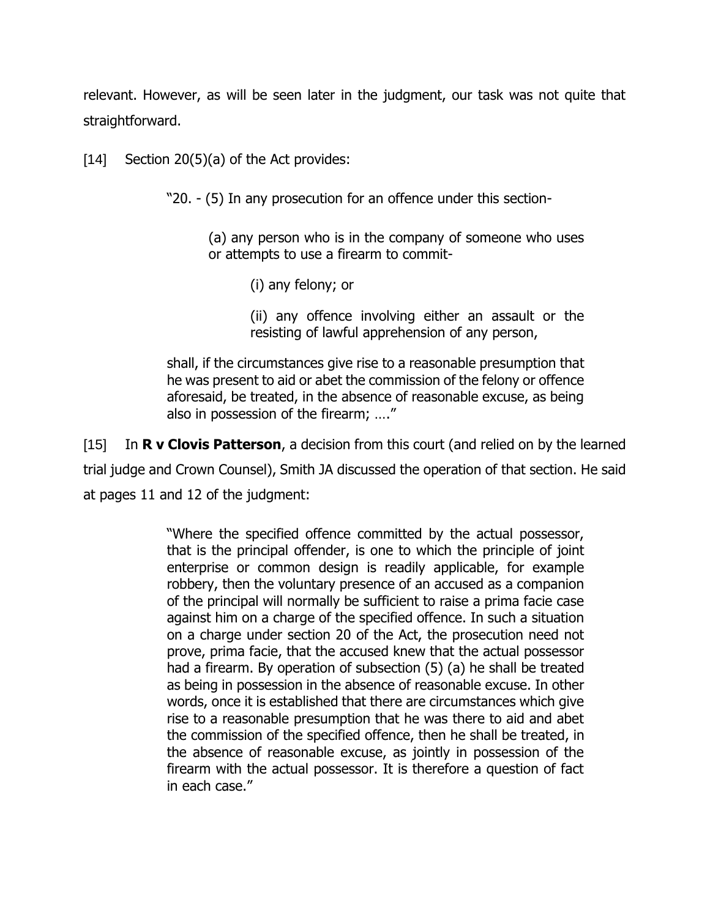relevant. However, as will be seen later in the judgment, our task was not quite that straightforward.

[14] Section 20(5)(a) of the Act provides:

> "20. - (5) In any prosecution for an offence under this section-
>
> (a) any person who is in the company of someone who uses or attempts to use a firearm to commit-
>
> (i) any felony; or
>
> (ii) any offence involving either an assault or the resisting of lawful apprehension of any person,
>
> shall, if the circumstances give rise to a reasonable presumption that he was present to aid or abet the commission of the felony or offence aforesaid, be treated, in the absence of reasonable excuse, as being also in possession of the firearm; …."

[15] In **R v Clovis Patterson**, a decision from this court (and relied on by the learned trial judge and Crown Counsel), Smith JA discussed the operation of that section. He said at pages 11 and 12 of the judgment:

> "Where the specified offence committed by the actual possessor, that is the principal offender, is one to which the principle of joint enterprise or common design is readily applicable, for example robbery, then the voluntary presence of an accused as a companion of the principal will normally be sufficient to raise a prima facie case against him on a charge of the specified offence. In such a situation on a charge under section 20 of the Act, the prosecution need not prove, prima facie, that the accused knew that the actual possessor had a firearm. By operation of subsection (5) (a) he shall be treated as being in possession in the absence of reasonable excuse. In other words, once it is established that there are circumstances which give rise to a reasonable presumption that he was there to aid and abet the commission of the specified offence, then he shall be treated, in the absence of reasonable excuse, as jointly in possession of the firearm with the actual possessor. It is therefore a question of fact in each case."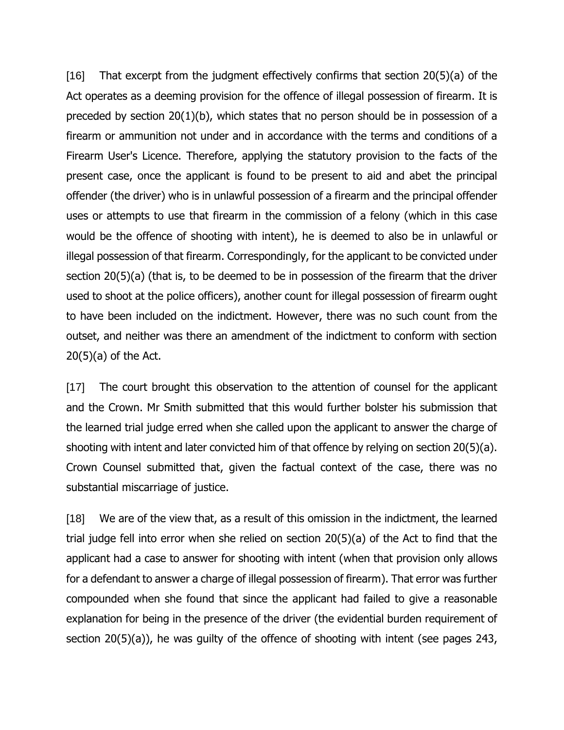[16] That excerpt from the judgment effectively confirms that section 20(5)(a) of the Act operates as a deeming provision for the offence of illegal possession of firearm. It is preceded by section 20(1)(b), which states that no person should be in possession of a firearm or ammunition not under and in accordance with the terms and conditions of a Firearm User's Licence. Therefore, applying the statutory provision to the facts of the present case, once the applicant is found to be present to aid and abet the principal offender (the driver) who is in unlawful possession of a firearm and the principal offender uses or attempts to use that firearm in the commission of a felony (which in this case would be the offence of shooting with intent), he is deemed to also be in unlawful or illegal possession of that firearm. Correspondingly, for the applicant to be convicted under section 20(5)(a) (that is, to be deemed to be in possession of the firearm that the driver used to shoot at the police officers), another count for illegal possession of firearm ought to have been included on the indictment. However, there was no such count from the outset, and neither was there an amendment of the indictment to conform with section 20(5)(a) of the Act.

[17] The court brought this observation to the attention of counsel for the applicant and the Crown. Mr Smith submitted that this would further bolster his submission that the learned trial judge erred when she called upon the applicant to answer the charge of shooting with intent and later convicted him of that offence by relying on section 20(5)(a). Crown Counsel submitted that, given the factual context of the case, there was no substantial miscarriage of justice.

[18] We are of the view that, as a result of this omission in the indictment, the learned trial judge fell into error when she relied on section 20(5)(a) of the Act to find that the applicant had a case to answer for shooting with intent (when that provision only allows for a defendant to answer a charge of illegal possession of firearm). That error was further compounded when she found that since the applicant had failed to give a reasonable explanation for being in the presence of the driver (the evidential burden requirement of section 20(5)(a)), he was guilty of the offence of shooting with intent (see pages 243,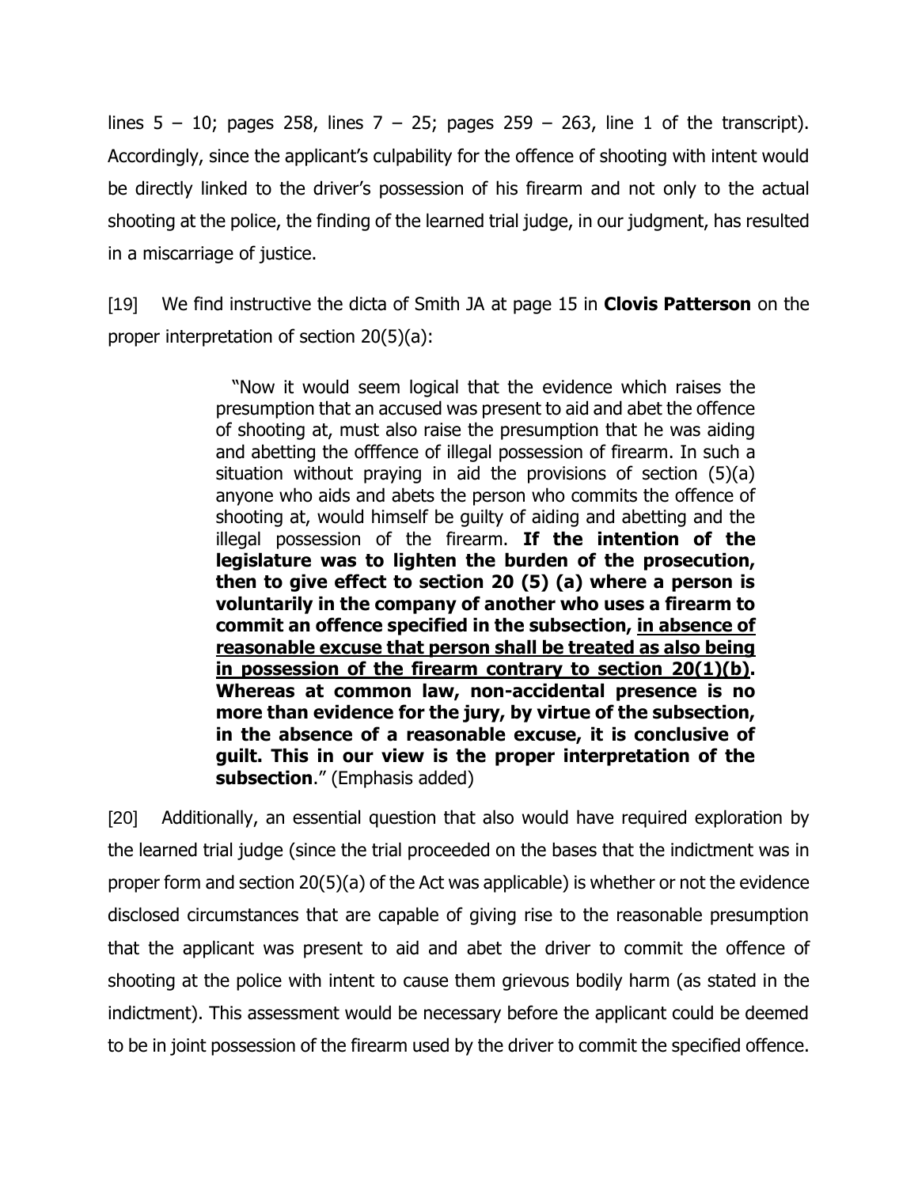lines 5 – 10; pages 258, lines 7 – 25; pages 259 – 263, line 1 of the transcript). Accordingly, since the applicant's culpability for the offence of shooting with intent would be directly linked to the driver's possession of his firearm and not only to the actual shooting at the police, the finding of the learned trial judge, in our judgment, has resulted in a miscarriage of justice.

[19] We find instructive the dicta of Smith JA at page 15 in **Clovis Patterson** on the proper interpretation of section 20(5)(a):

> "Now it would seem logical that the evidence which raises the presumption that an accused was present to aid and abet the offence of shooting at, must also raise the presumption that he was aiding and abetting the offfence of illegal possession of firearm. In such a situation without praying in aid the provisions of section (5)(a) anyone who aids and abets the person who commits the offence of shooting at, would himself be guilty of aiding and abetting and the illegal possession of the firearm. **If the intention of the legislature was to lighten the burden of the prosecution, then to give effect to section 20 (5) (a) where a person is voluntarily in the company of another who uses a firearm to commit an offence specified in the subsection, <u>in absence of reasonable excuse that person shall be treated as also being in possession of the firearm contrary to section 20(1)(b)</u>. Whereas at common law, non-accidental presence is no more than evidence for the jury, by virtue of the subsection, in the absence of a reasonable excuse, it is conclusive of guilt. This in our view is the proper interpretation of the subsection**." (Emphasis added)

[20] Additionally, an essential question that also would have required exploration by the learned trial judge (since the trial proceeded on the bases that the indictment was in proper form and section 20(5)(a) of the Act was applicable) is whether or not the evidence disclosed circumstances that are capable of giving rise to the reasonable presumption that the applicant was present to aid and abet the driver to commit the offence of shooting at the police with intent to cause them grievous bodily harm (as stated in the indictment). This assessment would be necessary before the applicant could be deemed to be in joint possession of the firearm used by the driver to commit the specified offence.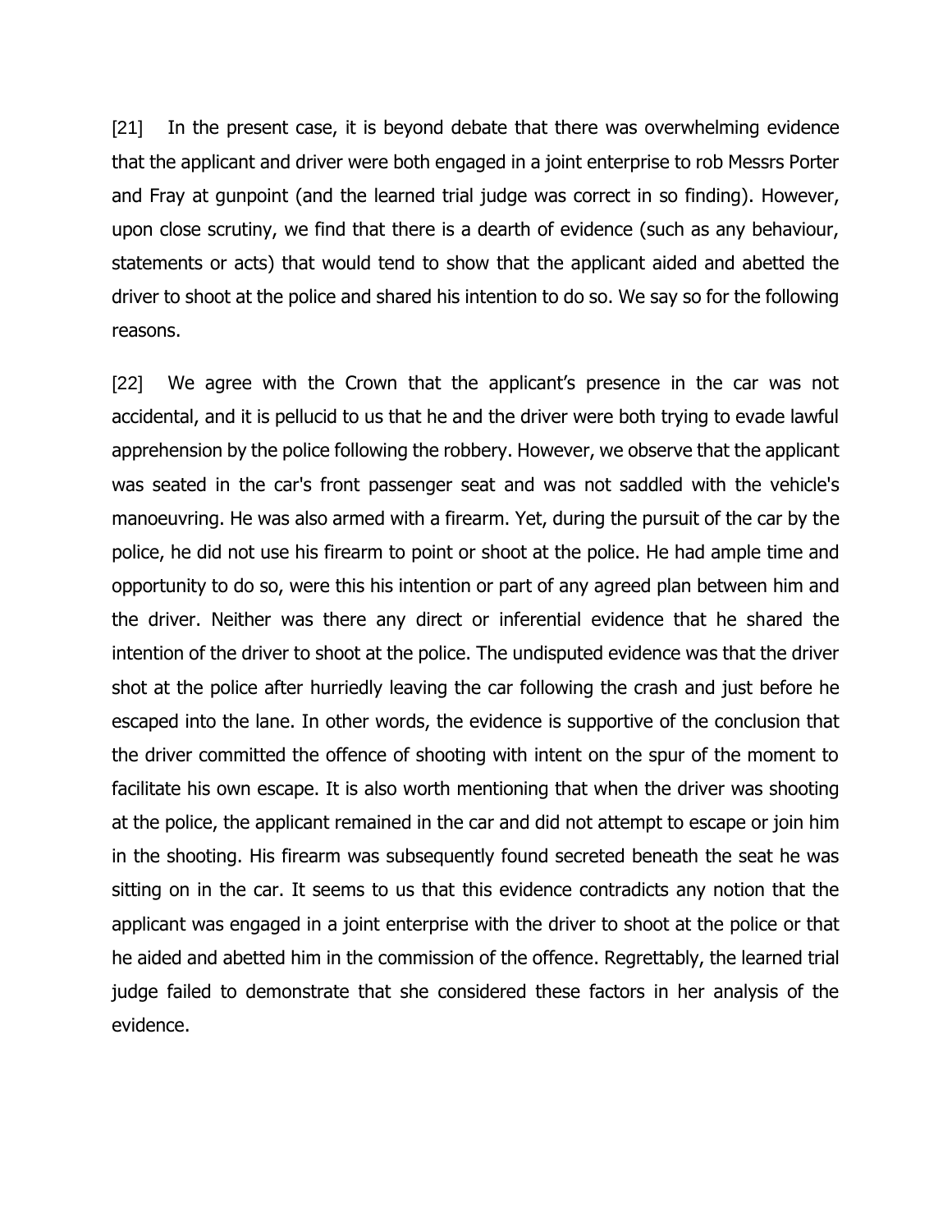[21] In the present case, it is beyond debate that there was overwhelming evidence that the applicant and driver were both engaged in a joint enterprise to rob Messrs Porter and Fray at gunpoint (and the learned trial judge was correct in so finding). However, upon close scrutiny, we find that there is a dearth of evidence (such as any behaviour, statements or acts) that would tend to show that the applicant aided and abetted the driver to shoot at the police and shared his intention to do so. We say so for the following reasons.

[22] We agree with the Crown that the applicant's presence in the car was not accidental, and it is pellucid to us that he and the driver were both trying to evade lawful apprehension by the police following the robbery. However, we observe that the applicant was seated in the car's front passenger seat and was not saddled with the vehicle's manoeuvring. He was also armed with a firearm. Yet, during the pursuit of the car by the police, he did not use his firearm to point or shoot at the police. He had ample time and opportunity to do so, were this his intention or part of any agreed plan between him and the driver. Neither was there any direct or inferential evidence that he shared the intention of the driver to shoot at the police. The undisputed evidence was that the driver shot at the police after hurriedly leaving the car following the crash and just before he escaped into the lane. In other words, the evidence is supportive of the conclusion that the driver committed the offence of shooting with intent on the spur of the moment to facilitate his own escape. It is also worth mentioning that when the driver was shooting at the police, the applicant remained in the car and did not attempt to escape or join him in the shooting. His firearm was subsequently found secreted beneath the seat he was sitting on in the car. It seems to us that this evidence contradicts any notion that the applicant was engaged in a joint enterprise with the driver to shoot at the police or that he aided and abetted him in the commission of the offence. Regrettably, the learned trial judge failed to demonstrate that she considered these factors in her analysis of the evidence.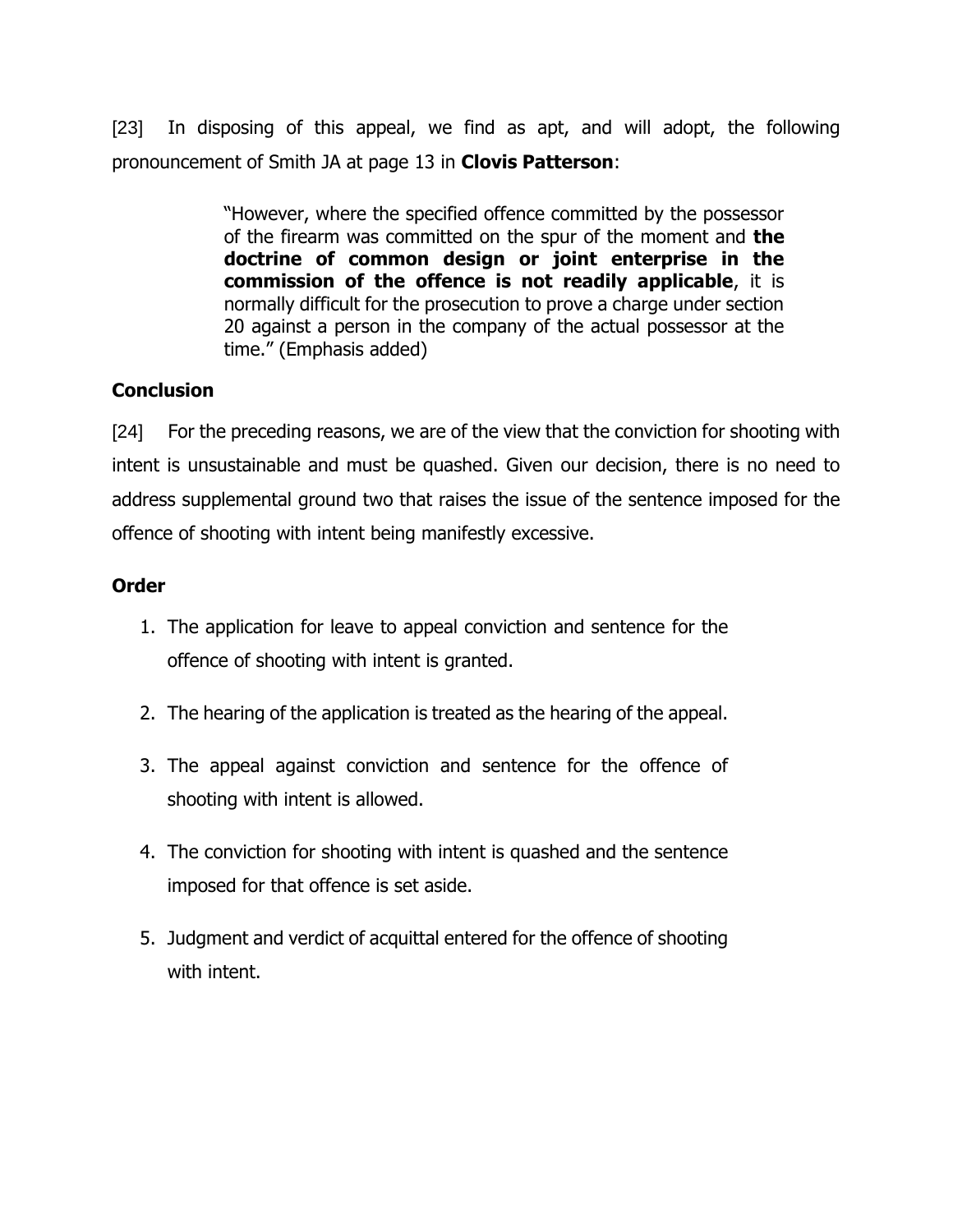[23] In disposing of this appeal, we find as apt, and will adopt, the following pronouncement of Smith JA at page 13 in **Clovis Patterson**:

> "However, where the specified offence committed by the possessor of the firearm was committed on the spur of the moment and **the doctrine of common design or joint enterprise in the commission of the offence is not readily applicable**, it is normally difficult for the prosecution to prove a charge under section 20 against a person in the company of the actual possessor at the time." (Emphasis added)

## Conclusion

[24] For the preceding reasons, we are of the view that the conviction for shooting with intent is unsustainable and must be quashed. Given our decision, there is no need to address supplemental ground two that raises the issue of the sentence imposed for the offence of shooting with intent being manifestly excessive.

## Order

1. The application for leave to appeal conviction and sentence for the offence of shooting with intent is granted.
2. The hearing of the application is treated as the hearing of the appeal.
3. The appeal against conviction and sentence for the offence of shooting with intent is allowed.
4. The conviction for shooting with intent is quashed and the sentence imposed for that offence is set aside.
5. Judgment and verdict of acquittal entered for the offence of shooting with intent.